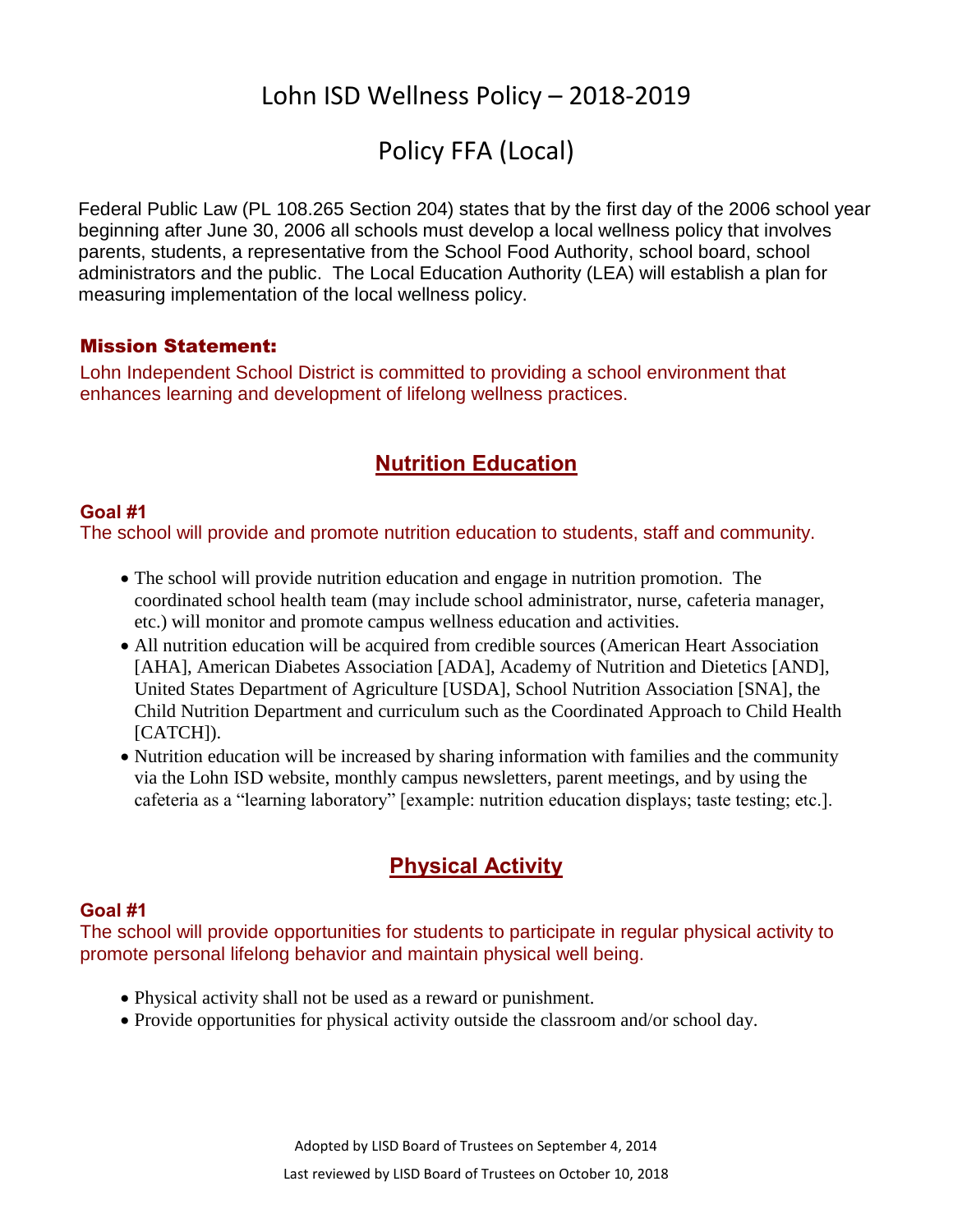# Lohn ISD Wellness Policy – 2018-2019

# Policy FFA (Local)

Federal Public Law (PL 108.265 Section 204) states that by the first day of the 2006 school year beginning after June 30, 2006 all schools must develop a local wellness policy that involves parents, students, a representative from the School Food Authority, school board, school administrators and the public. The Local Education Authority (LEA) will establish a plan for measuring implementation of the local wellness policy.

### Mission Statement:

Lohn Independent School District is committed to providing a school environment that enhances learning and development of lifelong wellness practices.

## Nutrition Education

### Goal #1

The school will provide and promote nutrition education to students, staff and community.

- The school will provide nutrition education and engage in nutrition promotion. The coordinated school health team (may include school administrator, nurse, cafeteria manager, etc.) will monitor and promote campus wellness education and activities.
- All nutrition education will be acquired from credible sources (American Heart Association [AHA], American Diabetes Association [ADA], Academy of Nutrition and Dietetics [AND], United States Department of Agriculture [USDA], School Nutrition Association [SNA], the Child Nutrition Department and curriculum such as the Coordinated Approach to Child Health [CATCH]).
- Nutrition education will be increased by sharing information with families and the community via the Lohn ISD website, monthly campus newsletters, parent meetings, and by using the cafeteria as a "learning laboratory" [example: nutrition education displays; taste testing; etc.].

## Physical Activity

### Goal #1

The school will provide opportunities for students to participate in regular physical activity to promote personal lifelong behavior and maintain physical well being.

- Physical activity shall not be used as a reward or punishment.
- Provide opportunities for physical activity outside the classroom and/or school day.

Adopted by LISD Board of Trustees on September 4, 2014

Last reviewed by LISD Board of Trustees on October 10, 2018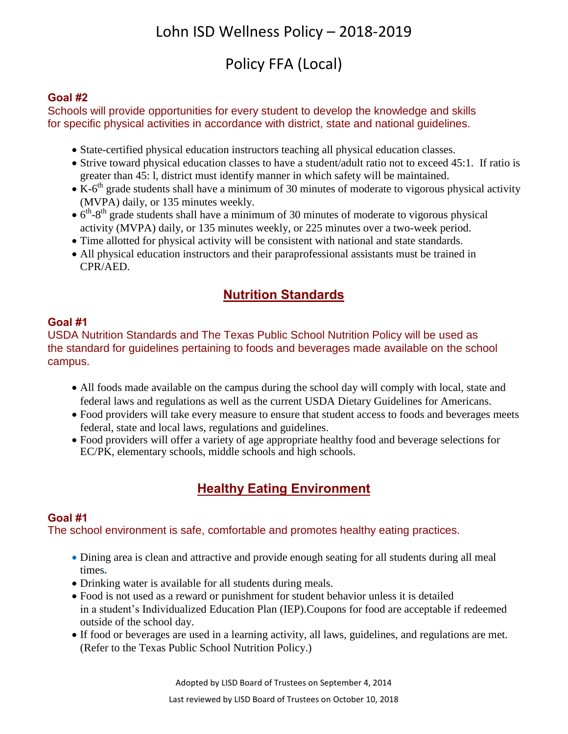# Lohn ISD Wellness Policy – 2018-2019

# Policy FFA (Local)

**Goal #2**

Schools will provide opportunities for every student to develop the knowledge and skills for specific physical activities in accordance with district, state and national guidelines.

- State-certified physical education instructors teaching all physical education classes.
- Strive toward physical education classes to have a student/adult ratio not to exceed 45:1. If ratio is greater than 45: l, district must identify manner in which safety will be maintained.
- K-6th grade students shall have a minimum of 30 minutes of moderate to vigorous physical activity (MVPA) daily, or 135 minutes weekly.
- 6th-8th grade students shall have a minimum of 30 minutes of moderate to vigorous physical activity (MVPA) daily, or 135 minutes weekly, or 225 minutes over a two-week period.
- Time allotted for physical activity will be consistent with national and state standards.
- All physical education instructors and their paraprofessional assistants must be trained in CPR/AED.

## Nutrition Standards

**Goal #1**

USDA Nutrition Standards and The Texas Public School Nutrition Policy will be used as the standard for guidelines pertaining to foods and beverages made available on the school campus.

- All foods made available on the campus during the school day will comply with local, state and federal laws and regulations as well as the current USDA Dietary Guidelines for Americans.
- Food providers will take every measure to ensure that student access to foods and beverages meets federal, state and local laws, regulations and guidelines.
- Food providers will offer a variety of age appropriate healthy food and beverage selections for EC/PK, elementary schools, middle schools and high schools.

## Healthy Eating Environment

**Goal #1**

The school environment is safe, comfortable and promotes healthy eating practices.

- Dining area is clean and attractive and provide enough seating for all students during all meal times.
- Drinking water is available for all students during meals.
- Food is not used as a reward or punishment for student behavior unless it is detailed in a student's Individualized Education Plan (IEP).Coupons for food are acceptable if redeemed outside of the school day.
- If food or beverages are used in a learning activity, all laws, guidelines, and regulations are met. (Refer to the Texas Public School Nutrition Policy.)

Adopted by LISD Board of Trustees on September 4, 2014

Last reviewed by LISD Board of Trustees on October 10, 2018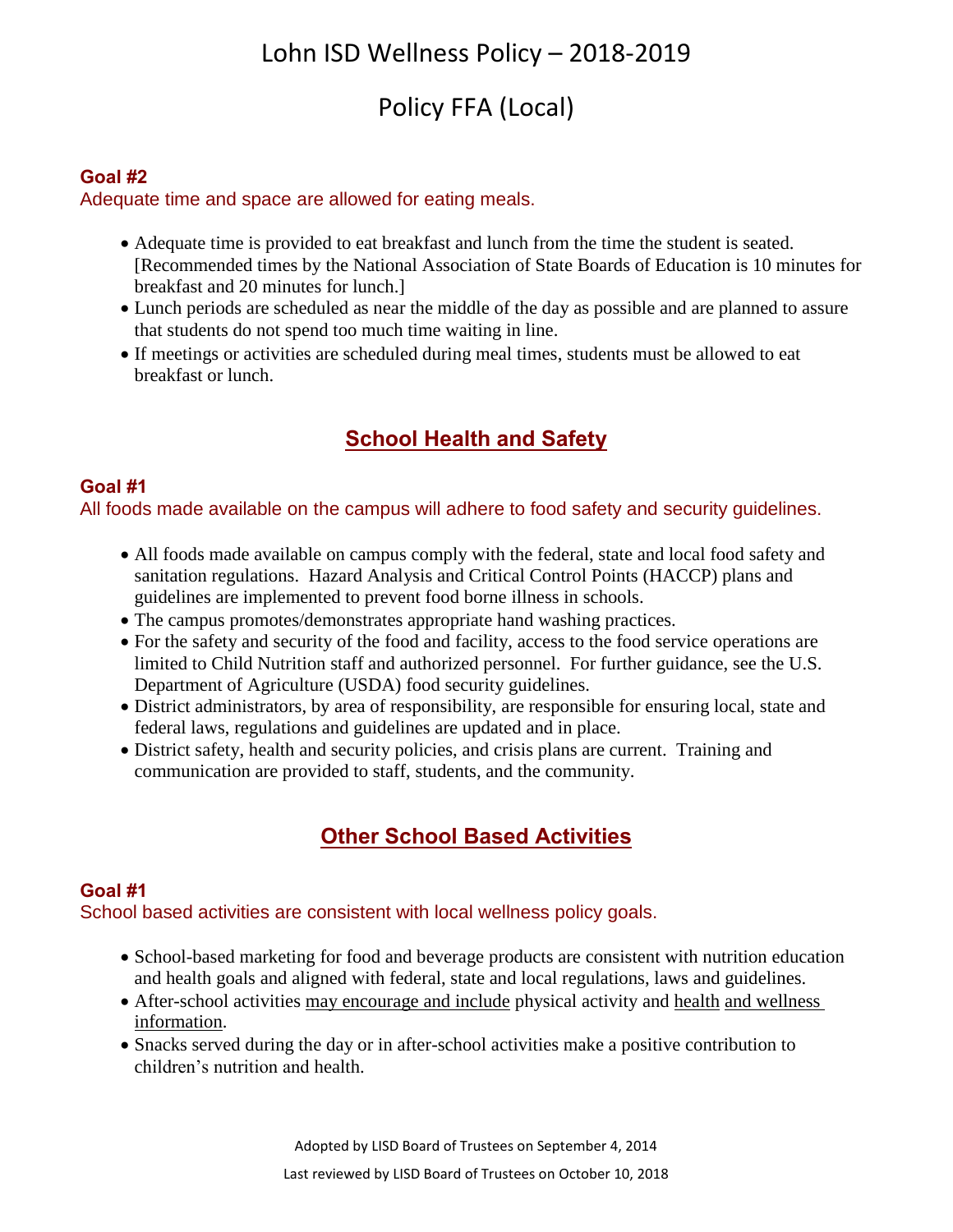# Lohn ISD Wellness Policy – 2018-2019

# Policy FFA (Local)

**Goal #2**
Adequate time and space are allowed for eating meals.

- Adequate time is provided to eat breakfast and lunch from the time the student is seated. [Recommended times by the National Association of State Boards of Education is 10 minutes for breakfast and 20 minutes for lunch.]
- Lunch periods are scheduled as near the middle of the day as possible and are planned to assure that students do not spend too much time waiting in line.
- If meetings or activities are scheduled during meal times, students must be allowed to eat breakfast or lunch.

## School Health and Safety

**Goal #1**
All foods made available on the campus will adhere to food safety and security guidelines.

- All foods made available on campus comply with the federal, state and local food safety and sanitation regulations. Hazard Analysis and Critical Control Points (HACCP) plans and guidelines are implemented to prevent food borne illness in schools.
- The campus promotes/demonstrates appropriate hand washing practices.
- For the safety and security of the food and facility, access to the food service operations are limited to Child Nutrition staff and authorized personnel. For further guidance, see the U.S. Department of Agriculture (USDA) food security guidelines.
- District administrators, by area of responsibility, are responsible for ensuring local, state and federal laws, regulations and guidelines are updated and in place.
- District safety, health and security policies, and crisis plans are current. Training and communication are provided to staff, students, and the community.

## Other School Based Activities

**Goal #1**
School based activities are consistent with local wellness policy goals.

- School-based marketing for food and beverage products are consistent with nutrition education and health goals and aligned with federal, state and local regulations, laws and guidelines.
- After-school activities may encourage and include physical activity and health and wellness information.
- Snacks served during the day or in after-school activities make a positive contribution to children's nutrition and health.

Adopted by LISD Board of Trustees on September 4, 2014

Last reviewed by LISD Board of Trustees on October 10, 2018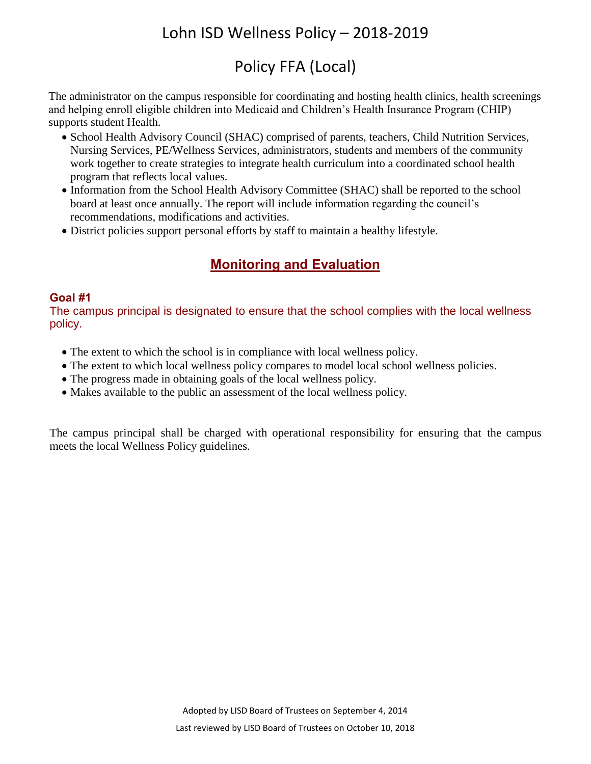# Lohn ISD Wellness Policy – 2018-2019

## Policy FFA (Local)

The administrator on the campus responsible for coordinating and hosting health clinics, health screenings and helping enroll eligible children into Medicaid and Children's Health Insurance Program (CHIP) supports student Health.

- School Health Advisory Council (SHAC) comprised of parents, teachers, Child Nutrition Services, Nursing Services, PE/Wellness Services, administrators, students and members of the community work together to create strategies to integrate health curriculum into a coordinated school health program that reflects local values.
- Information from the School Health Advisory Committee (SHAC) shall be reported to the school board at least once annually. The report will include information regarding the council's recommendations, modifications and activities.
- District policies support personal efforts by staff to maintain a healthy lifestyle.

## Monitoring and Evaluation

### Goal #1

The campus principal is designated to ensure that the school complies with the local wellness policy.

- The extent to which the school is in compliance with local wellness policy.
- The extent to which local wellness policy compares to model local school wellness policies.
- The progress made in obtaining goals of the local wellness policy.
- Makes available to the public an assessment of the local wellness policy.

The campus principal shall be charged with operational responsibility for ensuring that the campus meets the local Wellness Policy guidelines.

Adopted by LISD Board of Trustees on September 4, 2014

Last reviewed by LISD Board of Trustees on October 10, 2018